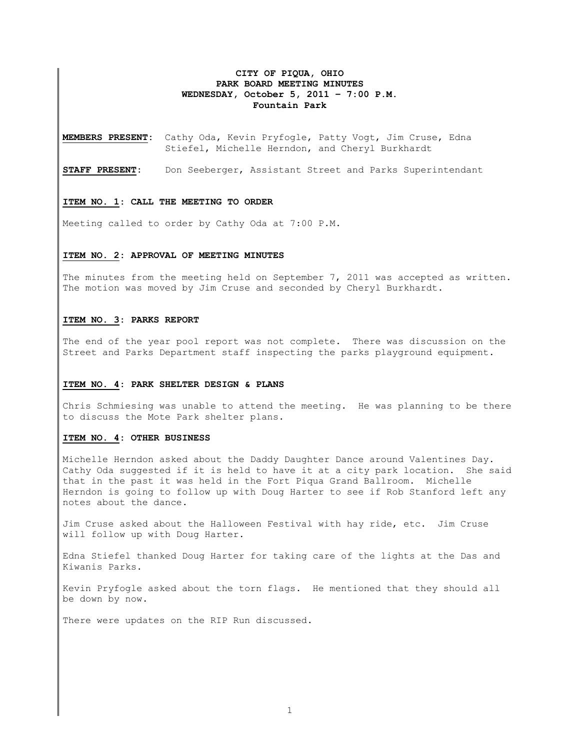# CITY OF PIQUA, OHIO
## PARK BOARD MEETING MINUTES
### WEDNESDAY, October 5, 2011 – 7:00 P.M.
### Fountain Park

**MEMBERS PRESENT:** Cathy Oda, Kevin Pryfogle, Patty Vogt, Jim Cruse, Edna Stiefel, Michelle Herndon, and Cheryl Burkhardt

**STAFF PRESENT:** Don Seeberger, Assistant Street and Parks Superintendant

**ITEM NO. 1: CALL THE MEETING TO ORDER**

Meeting called to order by Cathy Oda at 7:00 P.M.

**ITEM NO. 2: APPROVAL OF MEETING MINUTES**

The minutes from the meeting held on September 7, 2011 was accepted as written. The motion was moved by Jim Cruse and seconded by Cheryl Burkhardt.

**ITEM NO. 3: PARKS REPORT**

The end of the year pool report was not complete. There was discussion on the Street and Parks Department staff inspecting the parks playground equipment.

**ITEM NO. 4: PARK SHELTER DESIGN & PLANS**

Chris Schmiesing was unable to attend the meeting. He was planning to be there to discuss the Mote Park shelter plans.

**ITEM NO. 4: OTHER BUSINESS**

Michelle Herndon asked about the Daddy Daughter Dance around Valentines Day. Cathy Oda suggested if it is held to have it at a city park location. She said that in the past it was held in the Fort Piqua Grand Ballroom. Michelle Herndon is going to follow up with Doug Harter to see if Rob Stanford left any notes about the dance.

Jim Cruse asked about the Halloween Festival with hay ride, etc. Jim Cruse will follow up with Doug Harter.

Edna Stiefel thanked Doug Harter for taking care of the lights at the Das and Kiwanis Parks.

Kevin Pryfogle asked about the torn flags. He mentioned that they should all be down by now.

There were updates on the RIP Run discussed.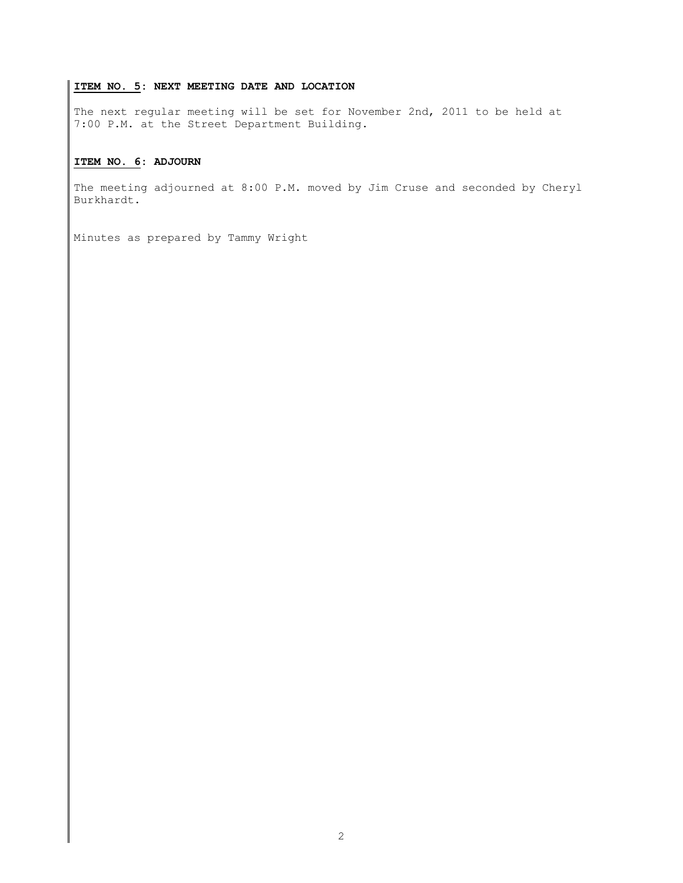**ITEM NO. 5: NEXT MEETING DATE AND LOCATION**

The next regular meeting will be set for November 2nd, 2011 to be held at 7:00 P.M. at the Street Department Building.

**ITEM NO. 6: ADJOURN**

The meeting adjourned at 8:00 P.M. moved by Jim Cruse and seconded by Cheryl Burkhardt.

Minutes as prepared by Tammy Wright